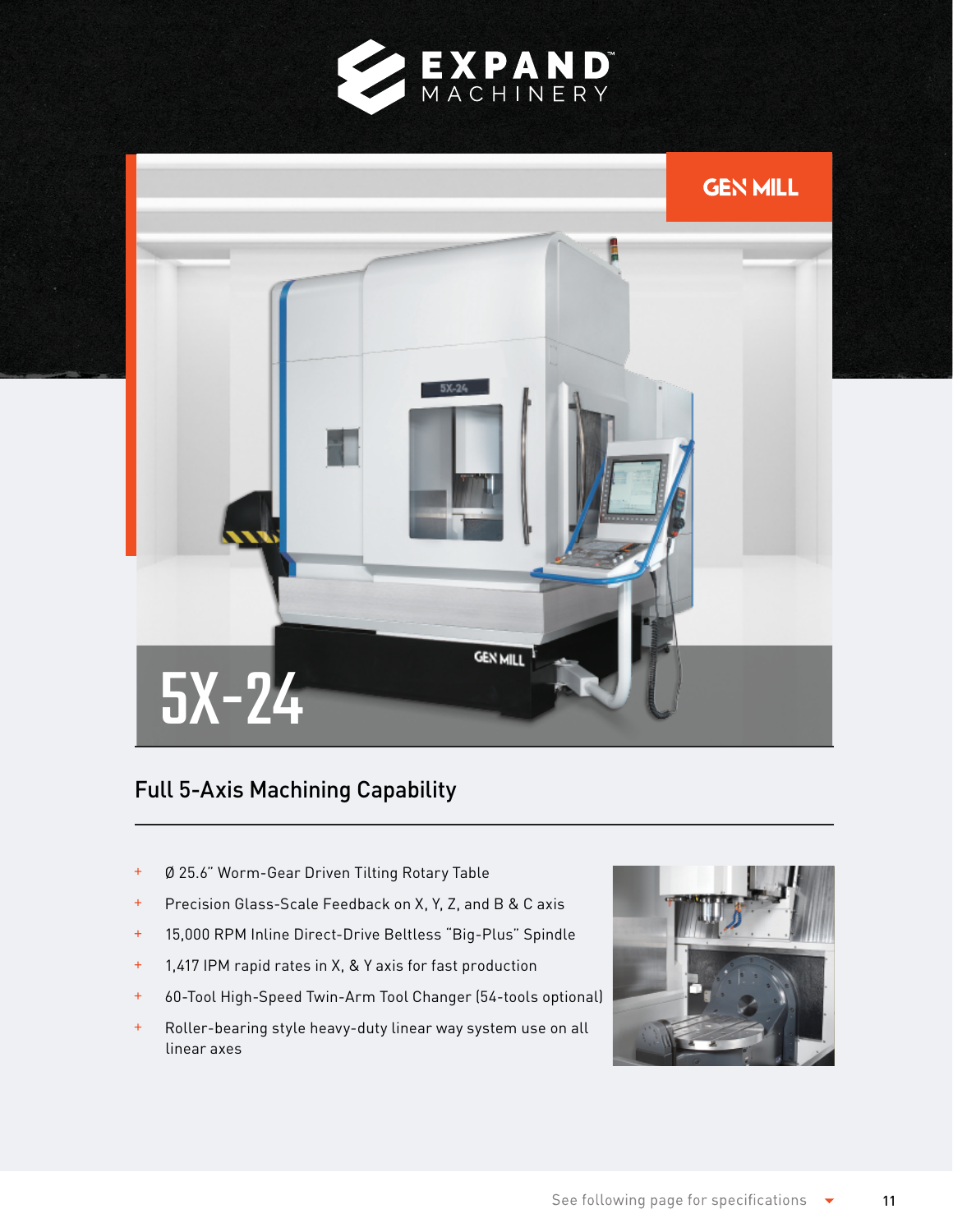EXPAND MACHINERY

GEN MILL

# 5X-24

## Full 5-Axis Machining Capability

+ Ø 25.6" Worm-Gear Driven Tilting Rotary Table
+ Precision Glass-Scale Feedback on X, Y, Z, and B & C axis
+ 15,000 RPM Inline Direct-Drive Beltless "Big-Plus" Spindle
+ 1,417 IPM rapid rates in X, & Y axis for fast production
+ 60-Tool High-Speed Twin-Arm Tool Changer (54-tools optional)
+ Roller-bearing style heavy-duty linear way system use on all linear axes

See following page for specifications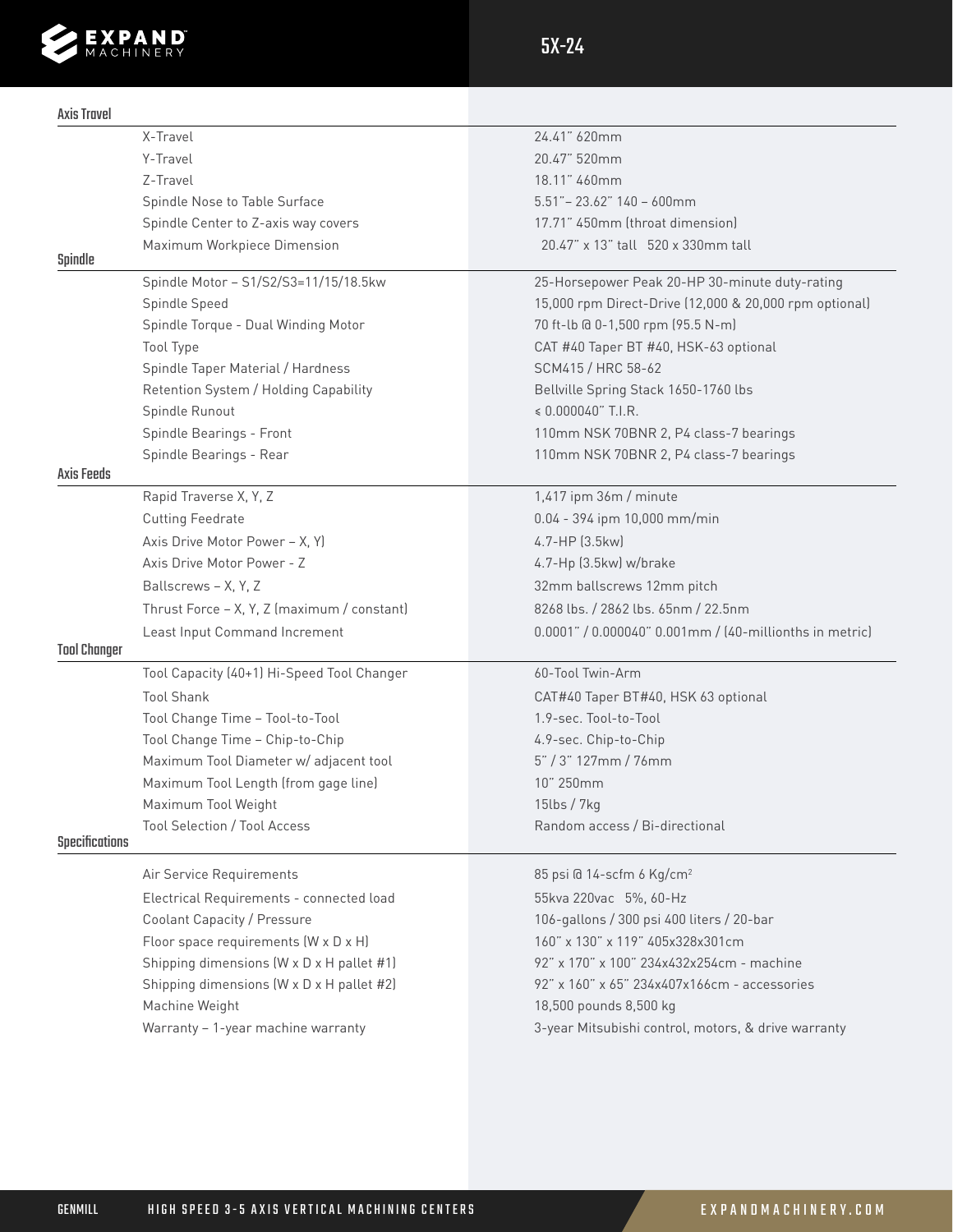# 5X-24

| | | |
|---|---|---|
| **Axis Travel** | | |
| | X-Travel | 24.41" 620mm |
| | Y-Travel | 20.47" 520mm |
| | Z-Travel | 18.11" 460mm |
| | Spindle Nose to Table Surface | 5.51"– 23.62" 140 – 600mm |
| | Spindle Center to Z-axis way covers | 17.71" 450mm (throat dimension) |
| | Maximum Workpiece Dimension | 20.47" x 13" tall 520 x 330mm tall |
| **Spindle** | | |
| | Spindle Motor – S1/S2/S3=11/15/18.5kw | 25-Horsepower Peak 20-HP 30-minute duty-rating |
| | Spindle Speed | 15,000 rpm Direct-Drive (12,000 & 20,000 rpm optional) |
| | Spindle Torque - Dual Winding Motor | 70 ft-lb @ 0-1,500 rpm (95.5 N-m) |
| | Tool Type | CAT #40 Taper BT #40, HSK-63 optional |
| | Spindle Taper Material / Hardness | SCM415 / HRC 58-62 |
| | Retention System / Holding Capability | Bellville Spring Stack 1650-1760 lbs |
| | Spindle Runout | ≤ 0.000040" T.I.R. |
| | Spindle Bearings - Front | 110mm NSK 70BNR 2, P4 class-7 bearings |
| | Spindle Bearings - Rear | 110mm NSK 70BNR 2, P4 class-7 bearings |
| **Axis Feeds** | | |
| | Rapid Traverse X, Y, Z | 1,417 ipm 36m / minute |
| | Cutting Feedrate | 0.04 - 394 ipm 10,000 mm/min |
| | Axis Drive Motor Power – X, Y) | 4.7-HP (3.5kw) |
| | Axis Drive Motor Power - Z | 4.7-Hp (3.5kw) w/brake |
| | Ballscrews – X, Y, Z | 32mm ballscrews 12mm pitch |
| | Thrust Force – X, Y, Z (maximum / constant) | 8268 lbs. / 2862 lbs. 65nm / 22.5nm |
| | Least Input Command Increment | 0.0001" / 0.000040" 0.001mm / (40-millionths in metric) |
| **Tool Changer** | | |
| | Tool Capacity (40+1) Hi-Speed Tool Changer | 60-Tool Twin-Arm |
| | Tool Shank | CAT#40 Taper BT#40, HSK 63 optional |
| | Tool Change Time – Tool-to-Tool | 1.9-sec. Tool-to-Tool |
| | Tool Change Time – Chip-to-Chip | 4.9-sec. Chip-to-Chip |
| | Maximum Tool Diameter w/ adjacent tool | 5" / 3" 127mm / 76mm |
| | Maximum Tool Length (from gage line) | 10" 250mm |
| | Maximum Tool Weight | 15lbs / 7kg |
| | Tool Selection / Tool Access | Random access / Bi-directional |
| **Specifications** | | |
| | Air Service Requirements | 85 psi @ 14-scfm 6 Kg/cm$^2$ |
| | Electrical Requirements - connected load | 55kva 220vac 5%, 60-Hz |
| | Coolant Capacity / Pressure | 106-gallons / 300 psi 400 liters / 20-bar |
| | Floor space requirements (W x D x H) | 160" x 130" x 119" 405x328x301cm |
| | Shipping dimensions (W x D x H pallet #1) | 92" x 170" x 100" 234x432x254cm - machine |
| | Shipping dimensions (W x D x H pallet #2) | 92" x 160" x 65" 234x407x166cm - accessories |
| | Machine Weight | 18,500 pounds 8,500 kg |
| | Warranty – 1-year machine warranty | 3-year Mitsubishi control, motors, & drive warranty |